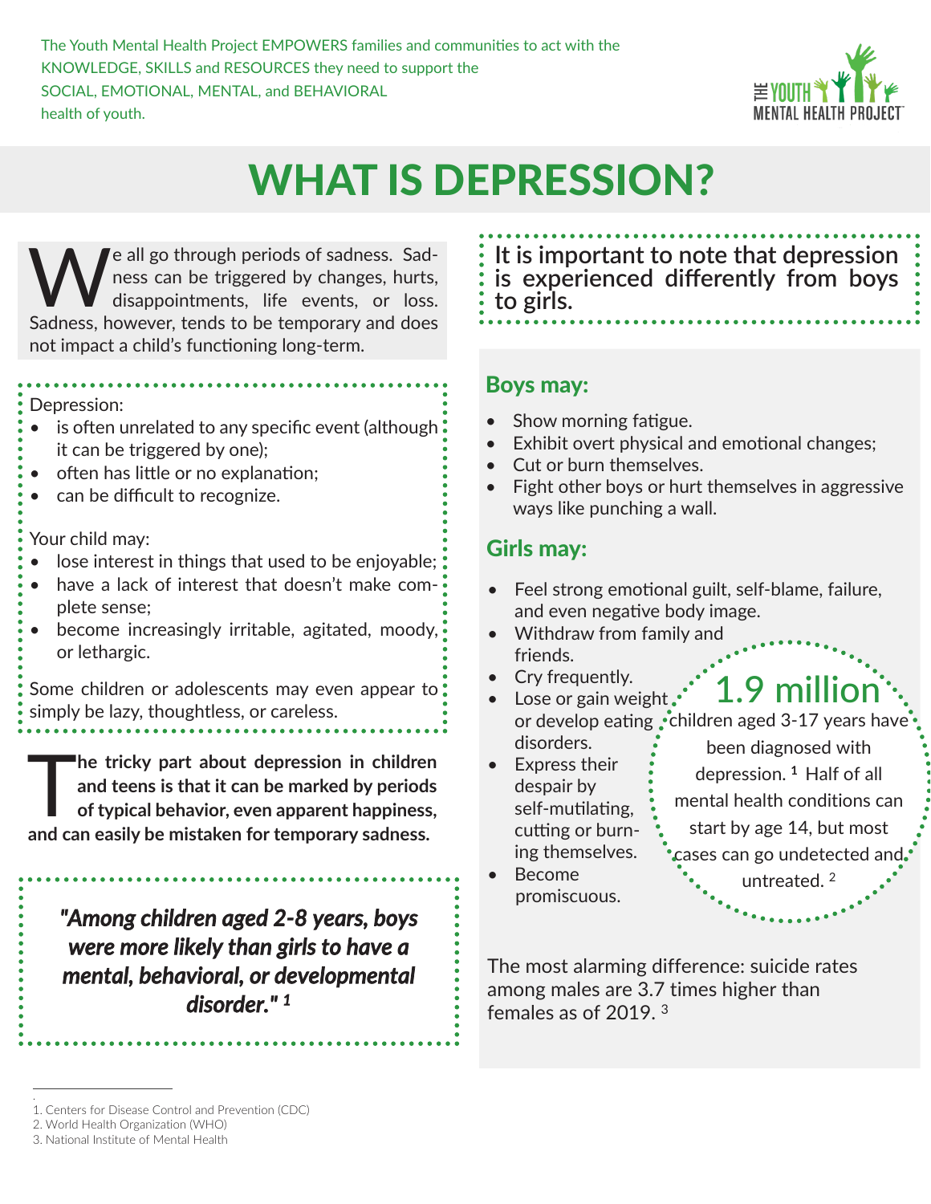The Youth Mental Health Project EMPOWERS families and communities to act with the KNOWLEDGE, SKILLS and RESOURCES they need to support the SOCIAL, EMOTIONAL, MENTAL, and BEHAVIORAL health of youth.

# WHAT IS DEPRESSION?

We all go through periods of sadness. Sadness can be triggered by changes, hurts, disappointments, life events, or loss. Sadness, however, tends to be temporary and does not impact a child's functioning long-term.

Depression:

- is often unrelated to any specific event (although it can be triggered by one);
- often has little or no explanation;
- can be difficult to recognize.

Your child may:

- lose interest in things that used to be enjoyable;
- have a lack of interest that doesn't make complete sense;
- become increasingly irritable, agitated, moody, or lethargic.

Some children or adolescents may even appear to simply be lazy, thoughtless, or careless.

**The tricky part about depression in children and teens is that it can be marked by periods of typical behavior, even apparent happiness, and can easily be mistaken for temporary sadness.**

***"Among children aged 2-8 years, boys were more likely than girls to have a mental, behavioral, or developmental disorder." [1]***

It is important to note that depression is experienced differently from boys to girls.

## Boys may:

- Show morning fatigue.
- Exhibit overt physical and emotional changes;
- Cut or burn themselves.
- Fight other boys or hurt themselves in aggressive ways like punching a wall.

## Girls may:

- Feel strong emotional guilt, self-blame, failure, and even negative body image.
- Withdraw from family and friends.
- Cry frequently.
- Lose or gain weight or develop eating disorders.
- Express their despair by self-mutilating, cutting or burning themselves.
- Become promiscuous.

**1.9 million** children aged 3-17 years have been diagnosed with depression. [1] Half of all mental health conditions can start by age 14, but most cases can go undetected and untreated. [2]

The most alarming difference: suicide rates among males are 3.7 times higher than females as of 2019. [3]

1. Centers for Disease Control and Prevention (CDC)
2. World Health Organization (WHO)
3. National Institute of Mental Health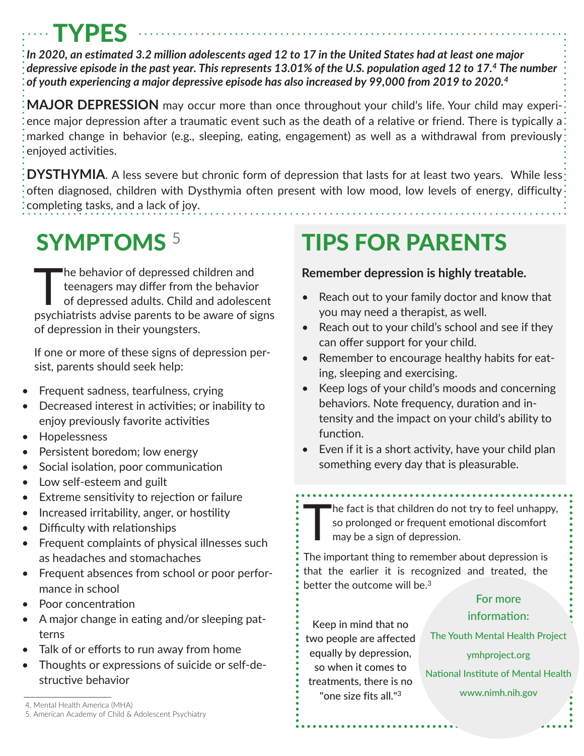## TYPES

***In 2020, an estimated 3.2 million adolescents aged 12 to 17 in the United States had at least one major depressive episode in the past year. This represents 13.01% of the U.S. population aged 12 to 17.[4] The number of youth experiencing a major depressive episode has also increased by 99,000 from 2019 to 2020.[4]***

**MAJOR DEPRESSION** may occur more than once throughout your child's life. Your child may experience major depression after a traumatic event such as the death of a relative or friend. There is typically a marked change in behavior (e.g., sleeping, eating, engagement) as well as a withdrawal from previously enjoyed activities.

**DYSTHYMIA**. A less severe but chronic form of depression that lasts for at least two years. While less often diagnosed, children with Dysthymia often present with low mood, low levels of energy, difficulty completing tasks, and a lack of joy.

## SYMPTOMS [5]

The behavior of depressed children and teenagers may differ from the behavior of depressed adults. Child and adolescent psychiatrists advise parents to be aware of signs of depression in their youngsters.

If one or more of these signs of depression persist, parents should seek help:

- Frequent sadness, tearfulness, crying
- Decreased interest in activities; or inability to enjoy previously favorite activities
- Hopelessness
- Persistent boredom; low energy
- Social isolation, poor communication
- Low self-esteem and guilt
- Extreme sensitivity to rejection or failure
- Increased irritability, anger, or hostility
- Difficulty with relationships
- Frequent complaints of physical illnesses such as headaches and stomachaches
- Frequent absences from school or poor performance in school
- Poor concentration
- A major change in eating and/or sleeping patterns
- Talk of or efforts to run away from home
- Thoughts or expressions of suicide or self-destructive behavior

## TIPS FOR PARENTS

**Remember depression is highly treatable.**

- Reach out to your family doctor and know that you may need a therapist, as well.
- Reach out to your child's school and see if they can offer support for your child.
- Remember to encourage healthy habits for eating, sleeping and exercising.
- Keep logs of your child's moods and concerning behaviors. Note frequency, duration and intensity and the impact on your child's ability to function.
- Even if it is a short activity, have your child plan something every day that is pleasurable.

The fact is that children do not try to feel unhappy, so prolonged or frequent emotional discomfort may be a sign of depression.

The important thing to remember about depression is that the earlier it is recognized and treated, the better the outcome will be.[3]

Keep in mind that no two people are affected equally by depression, so when it comes to treatments, there is no "one size fits all."[3]

For more information:

The Youth Mental Health Project

ymhproject.org

National Institute of Mental Health

www.nimh.nih.gov

---

4. Mental Health America (MHA)
5. American Academy of Child & Adolescent Psychiatry